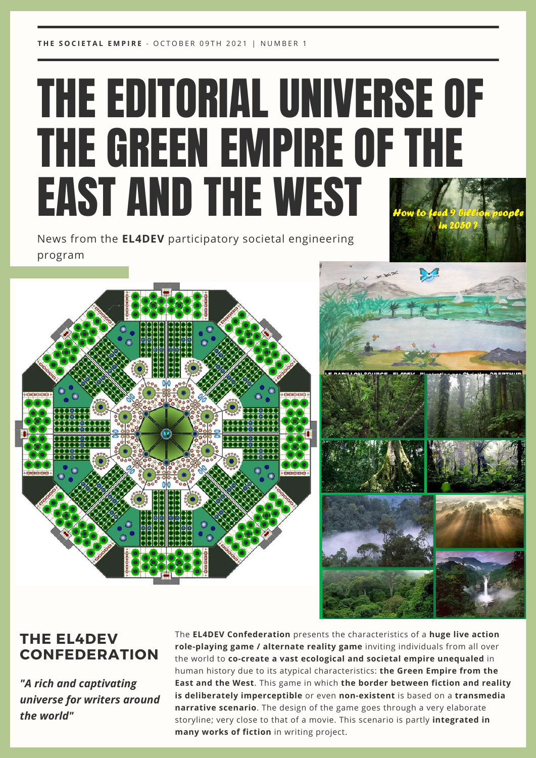**THE SOCIETAL EMPIRE** - OCTOBER 09TH 2021 | NUMBER 1

# THE EDITORIAL UNIVERSE OF THE GREEN EMPIRE OF THE EAST AND THE WEST

News from the **EL4DEV** participatory societal engineering program

## THE EL4DEV CONFEDERATION

***"A rich and captivating universe for writers around the world"***

The **EL4DEV Confederation** presents the characteristics of a **huge live action role-playing game / alternate reality game** inviting individuals from all over the world to **co-create a vast ecological and societal empire unequaled** in human history due to its atypical characteristics: **the Green Empire from the East and the West**. This game in which **the border between fiction and reality is deliberately imperceptible** or even **non-existent** is based on a **transmedia narrative scenario**. The design of the game goes through a very elaborate storyline; very close to that of a movie. This scenario is partly **integrated in many works of fiction** in writing project.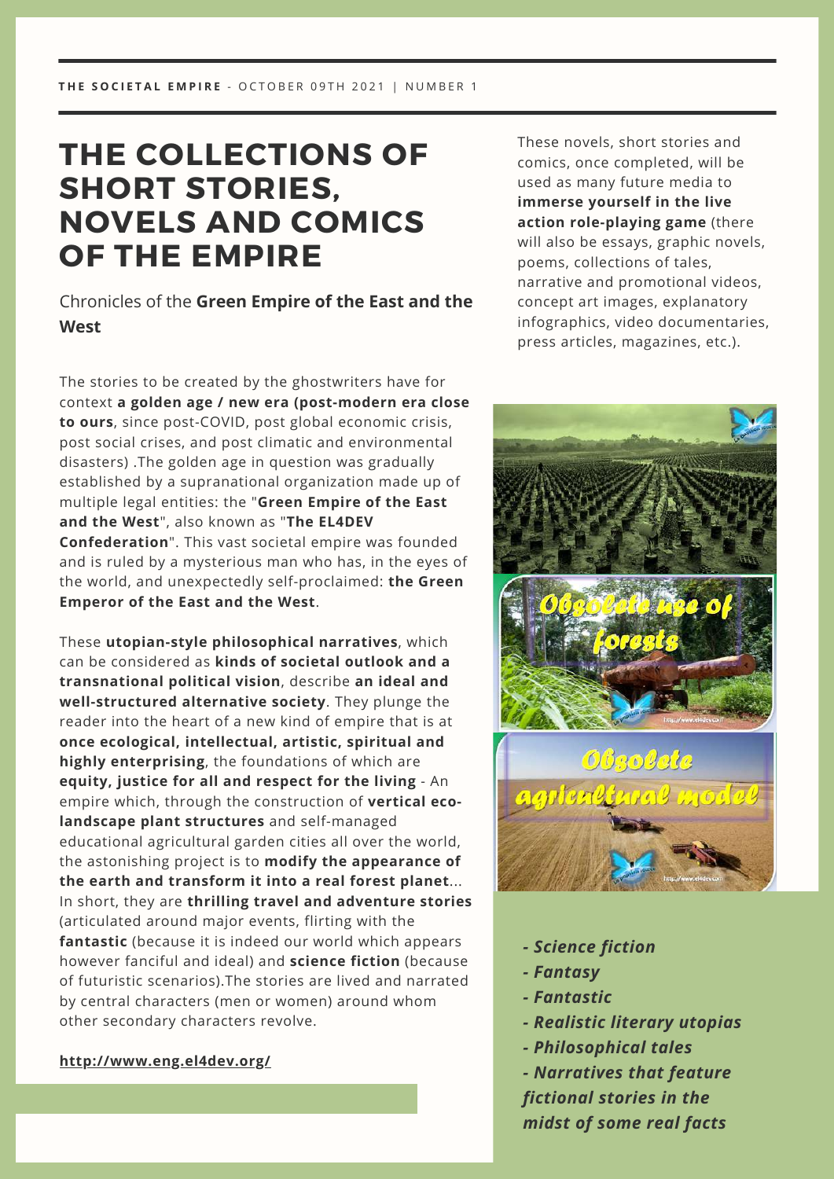**THE SOCIETAL EMPIRE** - OCTOBER 09TH 2021 | NUMBER 1

# THE COLLECTIONS OF SHORT STORIES, NOVELS AND COMICS OF THE EMPIRE

Chronicles of the **Green Empire of the East and the West**

The stories to be created by the ghostwriters have for context **a golden age / new era (post-modern era close to ours**, since post-COVID, post global economic crisis, post social crises, and post climatic and environmental disasters) .The golden age in question was gradually established by a supranational organization made up of multiple legal entities: the "**Green Empire of the East and the West**", also known as "**The EL4DEV Confederation**". This vast societal empire was founded and is ruled by a mysterious man who has, in the eyes of the world, and unexpectedly self-proclaimed: **the Green Emperor of the East and the West**.

These **utopian-style philosophical narratives**, which can be considered as **kinds of societal outlook and a transnational political vision**, describe **an ideal and well-structured alternative society**. They plunge the reader into the heart of a new kind of empire that is at **once ecological, intellectual, artistic, spiritual and highly enterprising**, the foundations of which are **equity, justice for all and respect for the living** - An empire which, through the construction of **vertical eco-landscape plant structures** and self-managed educational agricultural garden cities all over the world, the astonishing project is to **modify the appearance of the earth and transform it into a real forest planet**... In short, they are **thrilling travel and adventure stories** (articulated around major events, flirting with the **fantastic** (because it is indeed our world which appears however fanciful and ideal) and **science fiction** (because of futuristic scenarios).The stories are lived and narrated by central characters (men or women) around whom other secondary characters revolve.

**http://www.eng.el4dev.org/**

These novels, short stories and comics, once completed, will be used as many future media to **immerse yourself in the live action role-playing game** (there will also be essays, graphic novels, poems, collections of tales, narrative and promotional videos, concept art images, explanatory infographics, video documentaries, press articles, magazines, etc.).

Obsolete use of forests

Obsolete agricultural model

- ***- Science fiction***
- ***- Fantasy***
- ***- Fantastic***
- ***- Realistic literary utopias***
- ***- Philosophical tales***
- ***- Narratives that feature fictional stories in the midst of some real facts***